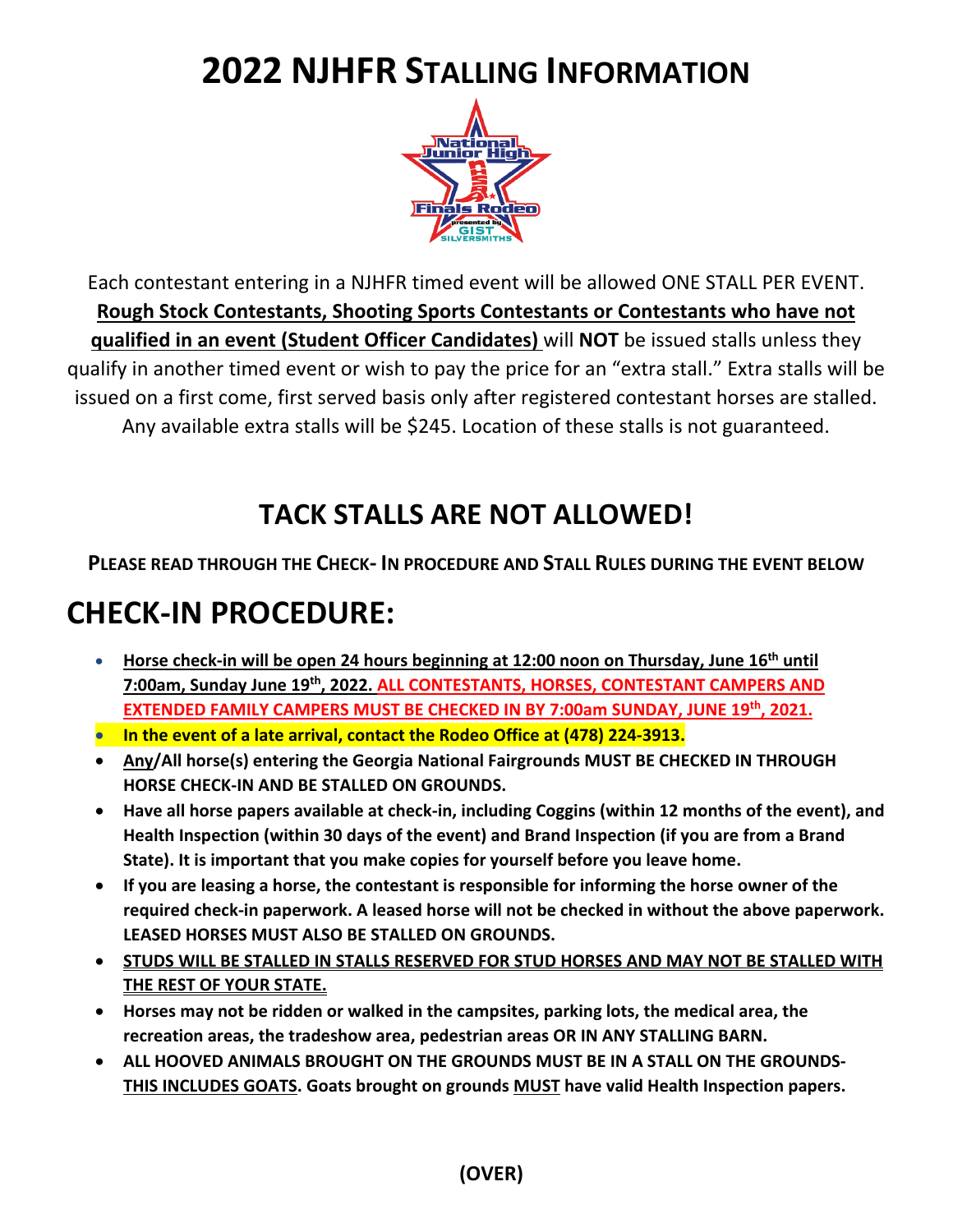# 2022 NJHFR Stalling Information

Each contestant entering in a NJHFR timed event will be allowed ONE STALL PER EVENT. **Rough Stock Contestants, Shooting Sports Contestants or Contestants who have not qualified in an event (Student Officer Candidates)** will **NOT** be issued stalls unless they qualify in another timed event or wish to pay the price for an "extra stall." Extra stalls will be issued on a first come, first served basis only after registered contestant horses are stalled. Any available extra stalls will be $245. Location of these stalls is not guaranteed.

## TACK STALLS ARE NOT ALLOWED!

**PLEASE READ THROUGH THE CHECK- IN PROCEDURE AND STALL RULES DURING THE EVENT BELOW**

# CHECK-IN PROCEDURE:

- **Horse check-in will be open 24 hours beginning at 12:00 noon on Thursday, June 16th until 7:00am, Sunday June 19th, 2022. ALL CONTESTANTS, HORSES, CONTESTANT CAMPERS AND EXTENDED FAMILY CAMPERS MUST BE CHECKED IN BY 7:00am SUNDAY, JUNE 19th, 2021.**
- **In the event of a late arrival, contact the Rodeo Office at (478) 224-3913.**
- **Any/All horse(s) entering the Georgia National Fairgrounds MUST BE CHECKED IN THROUGH HORSE CHECK-IN AND BE STALLED ON GROUNDS.**
- **Have all horse papers available at check-in, including Coggins (within 12 months of the event), and Health Inspection (within 30 days of the event) and Brand Inspection (if you are from a Brand State). It is important that you make copies for yourself before you leave home.**
- **If you are leasing a horse, the contestant is responsible for informing the horse owner of the required check-in paperwork. A leased horse will not be checked in without the above paperwork. LEASED HORSES MUST ALSO BE STALLED ON GROUNDS.**
- **STUDS WILL BE STALLED IN STALLS RESERVED FOR STUD HORSES AND MAY NOT BE STALLED WITH THE REST OF YOUR STATE.**
- **Horses may not be ridden or walked in the campsites, parking lots, the medical area, the recreation areas, the tradeshow area, pedestrian areas OR IN ANY STALLING BARN.**
- **ALL HOOVED ANIMALS BROUGHT ON THE GROUNDS MUST BE IN A STALL ON THE GROUNDS- THIS INCLUDES GOATS. Goats brought on grounds MUST have valid Health Inspection papers.**

**(OVER)**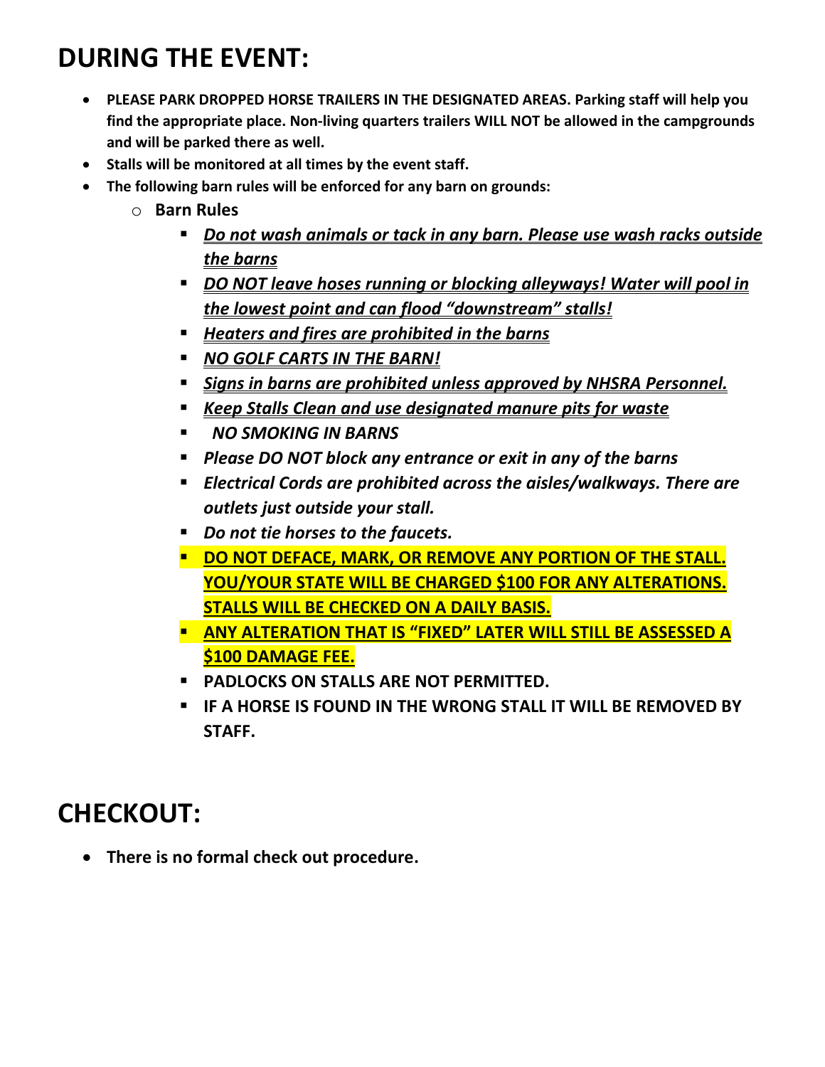# DURING THE EVENT:

- **PLEASE PARK DROPPED HORSE TRAILERS IN THE DESIGNATED AREAS. Parking staff will help you find the appropriate place. Non-living quarters trailers WILL NOT be allowed in the campgrounds and will be parked there as well.**
- **Stalls will be monitored at all times by the event staff.**
- **The following barn rules will be enforced for any barn on grounds:**
  - **Barn Rules**
    - ***Do not wash animals or tack in any barn. Please use wash racks outside the barns***
    - ***DO NOT leave hoses running or blocking alleyways! Water will pool in the lowest point and can flood "downstream" stalls!***
    - ***Heaters and fires are prohibited in the barns***
    - ***NO GOLF CARTS IN THE BARN!***
    - ***Signs in barns are prohibited unless approved by NHSRA Personnel.***
    - ***Keep Stalls Clean and use designated manure pits for waste***
    - ***NO SMOKING IN BARNS***
    - ***Please DO NOT block any entrance or exit in any of the barns***
    - ***Electrical Cords are prohibited across the aisles/walkways. There are outlets just outside your stall.***
    - ***Do not tie horses to the faucets.***
    - **DO NOT DEFACE, MARK, OR REMOVE ANY PORTION OF THE STALL. YOU/YOUR STATE WILL BE CHARGED $100 FOR ANY ALTERATIONS. STALLS WILL BE CHECKED ON A DAILY BASIS.**
    - **ANY ALTERATION THAT IS "FIXED" LATER WILL STILL BE ASSESSED A $100 DAMAGE FEE.**
    - **PADLOCKS ON STALLS ARE NOT PERMITTED.**
    - **IF A HORSE IS FOUND IN THE WRONG STALL IT WILL BE REMOVED BY STAFF.**

# CHECKOUT:

- **There is no formal check out procedure.**